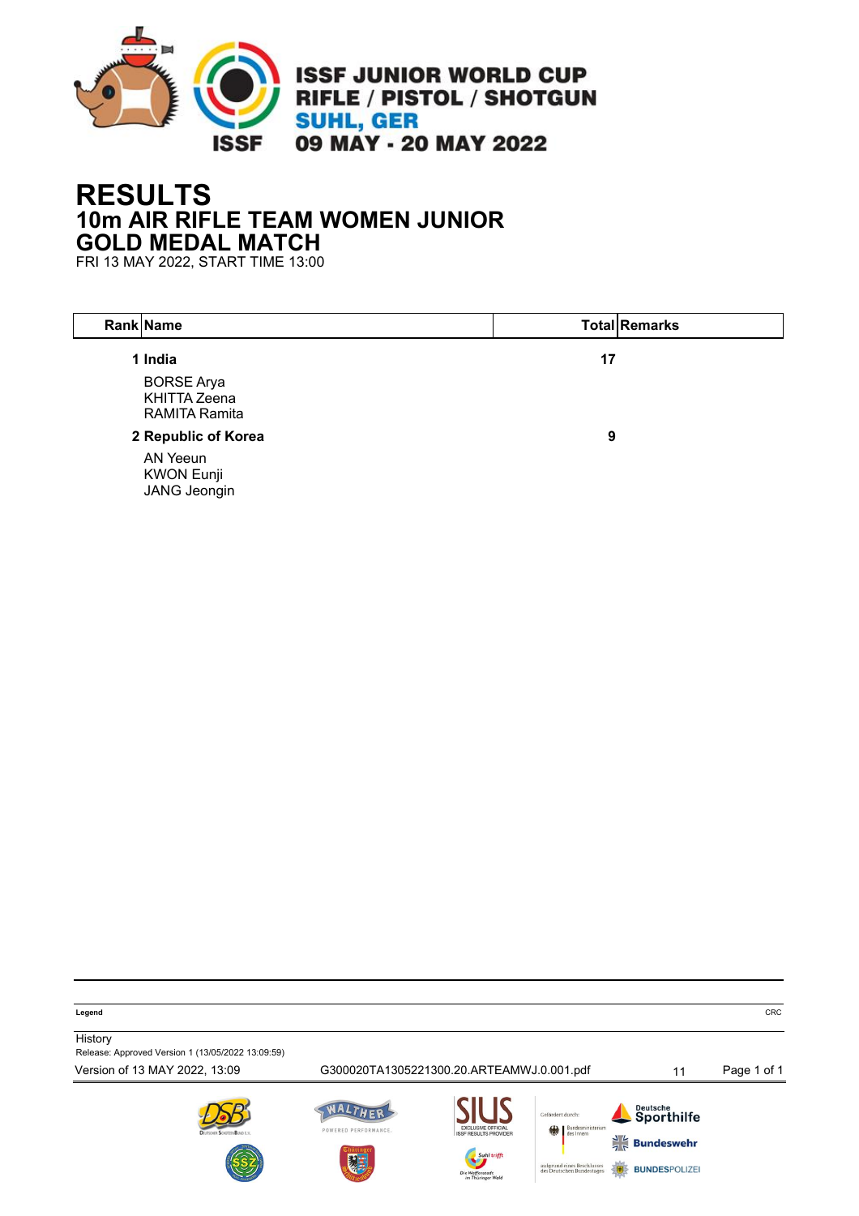**ISSF JUNIOR WORLD CUP**
**RIFLE / PISTOL / SHOTGUN**
**SUHL, GER**
**09 MAY - 20 MAY 2022**

# RESULTS
## 10m AIR RIFLE TEAM WOMEN JUNIOR
## GOLD MEDAL MATCH
FRI 13 MAY 2022, START TIME 13:00

| Rank | Name | Total | Remarks |
|---|---|---|---|
| 1 | **India** | **17** | |
| | BORSE Arya<br>KHITTA Zeena<br>RAMITA Ramita | | |
| 2 | **Republic of Korea** | **9** | |
| | AN Yeeun<br>KWON Eunji<br>JANG Jeongin | | |

**Legend** CRC

History
Release: Approved Version 1 (13/05/2022 13:09:59)
Version of 13 MAY 2022, 13:09 G300020TA1305221300.20.ARTEAMWJ.0.001.pdf 11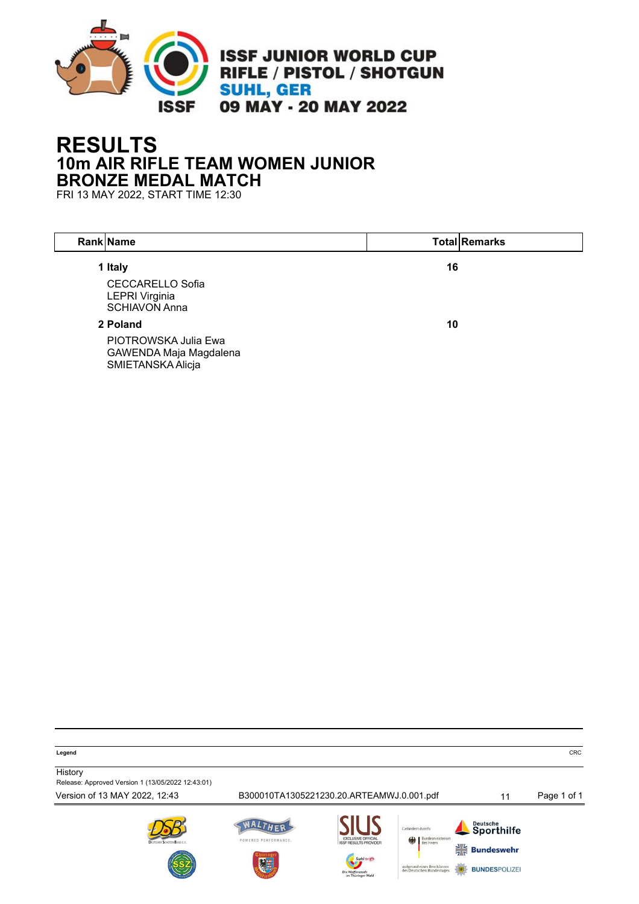# RESULTS

## 10m AIR RIFLE TEAM WOMEN JUNIOR

## BRONZE MEDAL MATCH

FRI 13 MAY 2022, START TIME 12:30

| Rank | Name | Total | Remarks |
|---|---|---|---|
| 1 | **Italy** | **16** | |
| | CECCARELLO Sofia<br>LEPRI Virginia<br>SCHIAVON Anna | | |
| 2 | **Poland** | **10** | |
| | PIOTROWSKA Julia Ewa<br>GAWENDA Maja Magdalena<br>SMIETANSKA Alicja | | |

**Legend** CRC

History

Release: Approved Version 1 (13/05/2022 12:43:01)

Version of 13 MAY 2022, 12:43 B300010TA1305221230.20.ARTEAMWJ.0.001.pdf 11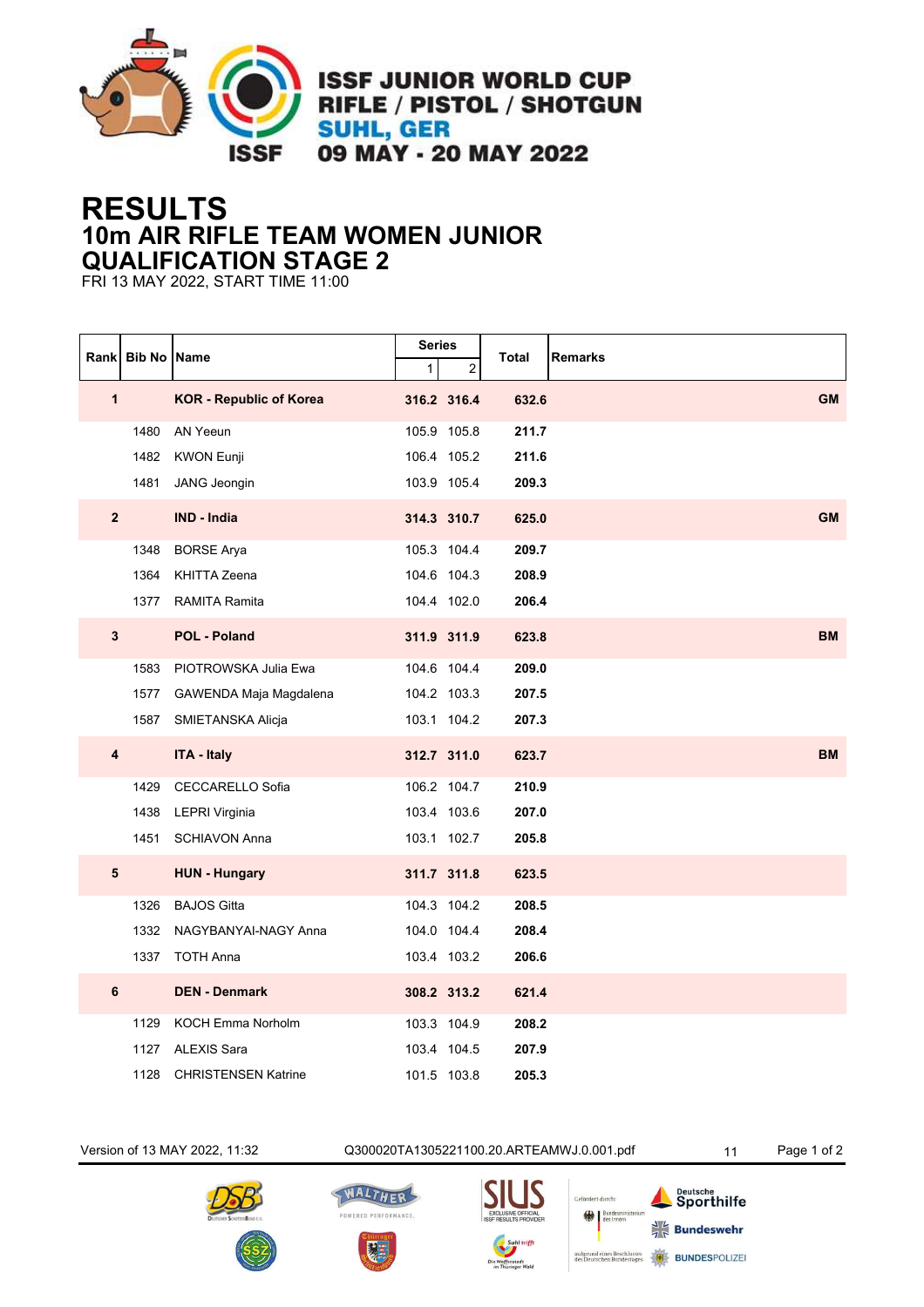ISSF JUNIOR WORLD CUP
RIFLE / PISTOL / SHOTGUN
SUHL, GER
09 MAY - 20 MAY 2022

# RESULTS
## 10m AIR RIFLE TEAM WOMEN JUNIOR
## QUALIFICATION STAGE 2

FRI 13 MAY 2022, START TIME 11:00

| Rank | Bib No | Name | Series 1 | Series 2 | Total | Remarks |
|---|---|---|---|---|---|---|
| **1** | | **KOR - Republic of Korea** | **316.2** | **316.4** | **632.6** | **GM** |
| | 1480 | AN Yeeun | 105.9 | 105.8 | **211.7** | |
| | 1482 | KWON Eunji | 106.4 | 105.2 | **211.6** | |
| | 1481 | JANG Jeongin | 103.9 | 105.4 | **209.3** | |
| **2** | | **IND - India** | **314.3** | **310.7** | **625.0** | **GM** |
| | 1348 | BORSE Arya | 105.3 | 104.4 | **209.7** | |
| | 1364 | KHITTA Zeena | 104.6 | 104.3 | **208.9** | |
| | 1377 | RAMITA Ramita | 104.4 | 102.0 | **206.4** | |
| **3** | | **POL - Poland** | **311.9** | **311.9** | **623.8** | **BM** |
| | 1583 | PIOTROWSKA Julia Ewa | 104.6 | 104.4 | **209.0** | |
| | 1577 | GAWENDA Maja Magdalena | 104.2 | 103.3 | **207.5** | |
| | 1587 | SMIETANSKA Alicja | 103.1 | 104.2 | **207.3** | |
| **4** | | **ITA - Italy** | **312.7** | **311.0** | **623.7** | **BM** |
| | 1429 | CECCARELLO Sofia | 106.2 | 104.7 | **210.9** | |
| | 1438 | LEPRI Virginia | 103.4 | 103.6 | **207.0** | |
| | 1451 | SCHIAVON Anna | 103.1 | 102.7 | **205.8** | |
| **5** | | **HUN - Hungary** | **311.7** | **311.8** | **623.5** | |
| | 1326 | BAJOS Gitta | 104.3 | 104.2 | **208.5** | |
| | 1332 | NAGYBANYAI-NAGY Anna | 104.0 | 104.4 | **208.4** | |
| | 1337 | TOTH Anna | 103.4 | 103.2 | **206.6** | |
| **6** | | **DEN - Denmark** | **308.2** | **313.2** | **621.4** | |
| | 1129 | KOCH Emma Norholm | 103.3 | 104.9 | **208.2** | |
| | 1127 | ALEXIS Sara | 103.4 | 104.5 | **207.9** | |
| | 1128 | CHRISTENSEN Katrine | 101.5 | 103.8 | **205.3** | |

Version of 13 MAY 2022, 11:32    Q300020TA1305221100.20.ARTEAMWJ.0.001.pdf    11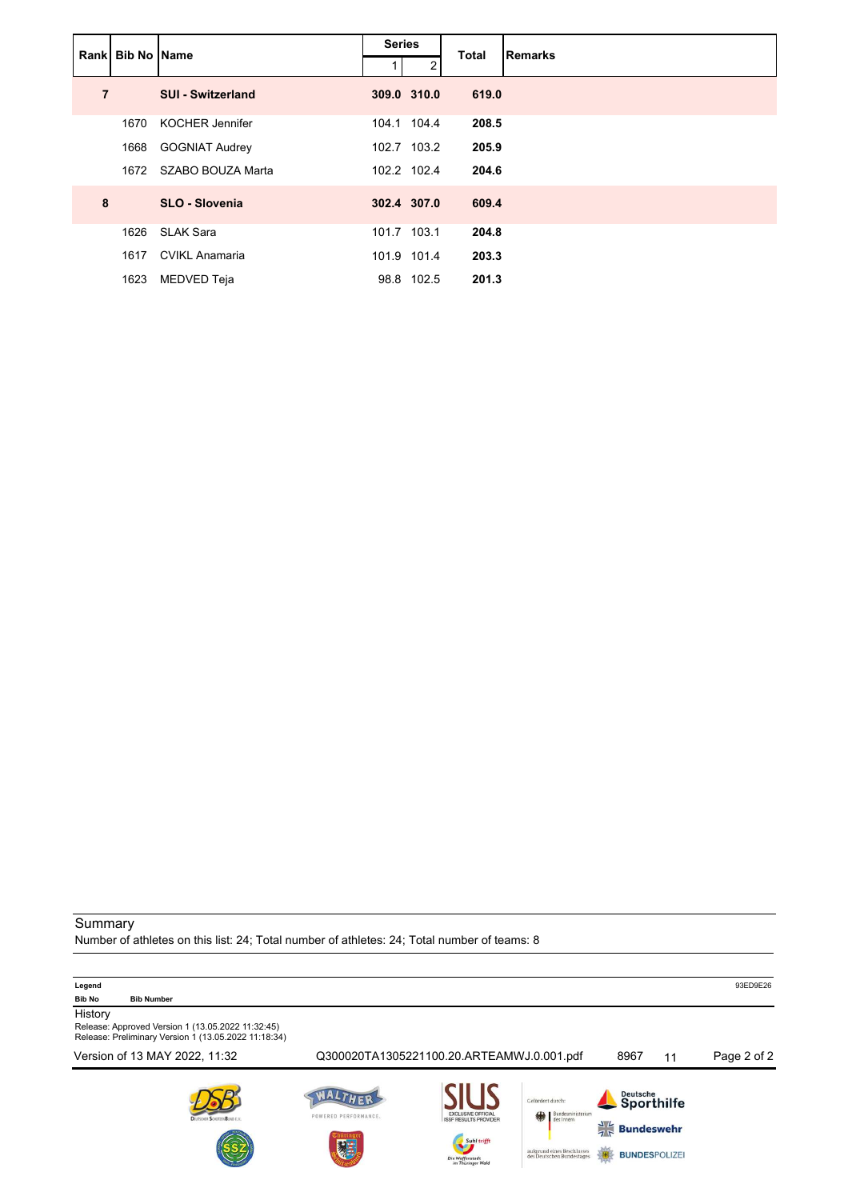| Rank | Bib No | Name | Series | | Total | Remarks |
|---|---|---|---|---|---|---|
| | | | 1 | 2 | | |
| **7** | | **SUI - Switzerland** | **309.0** | **310.0** | **619.0** | |
| | 1670 | KOCHER Jennifer | 104.1 | 104.4 | **208.5** | |
| | 1668 | GOGNIAT Audrey | 102.7 | 103.2 | **205.9** | |
| | 1672 | SZABO BOUZA Marta | 102.2 | 102.4 | **204.6** | |
| **8** | | **SLO - Slovenia** | **302.4** | **307.0** | **609.4** | |
| | 1626 | SLAK Sara | 101.7 | 103.1 | **204.8** | |
| | 1617 | CVIKL Anamaria | 101.9 | 101.4 | **203.3** | |
| | 1623 | MEDVED Teja | 98.8 | 102.5 | **201.3** | |

Summary

Number of athletes on this list: 24; Total number of athletes: 24; Total number of teams: 8

**Legend** 93ED9E26

**Bib No** **Bib Number**

History

Release: Approved Version 1 (13.05.2022 11:32:45)

Release: Preliminary Version 1 (13.05.2022 11:18:34)

Version of 13 MAY 2022, 11:32 Q300020TA1305221100.20.ARTEAMWJ.0.001.pdf 8967 11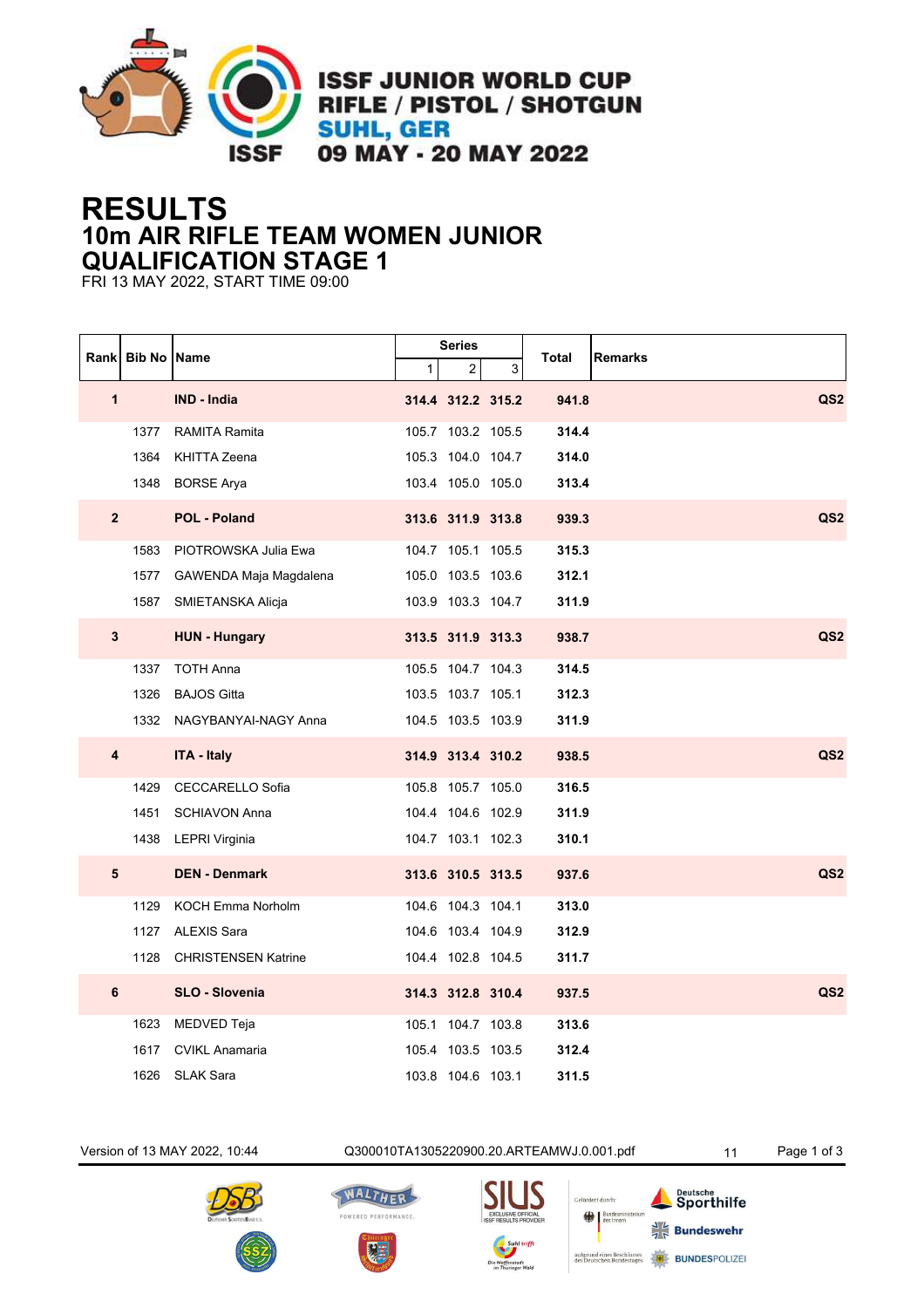# ISSF JUNIOR WORLD CUP
## RIFLE / PISTOL / SHOTGUN
## SUHL, GER
## 09 MAY - 20 MAY 2022

# RESULTS
## 10m AIR RIFLE TEAM WOMEN JUNIOR
## QUALIFICATION STAGE 1

FRI 13 MAY 2022, START TIME 09:00

| Rank | Bib No | Name | Series 1 | Series 2 | Series 3 | Total | Remarks |
|---|---|---|---|---|---|---|---|
| **1** | | **IND - India** | **314.4** | **312.2** | **315.2** | **941.8** | **QS2** |
| | 1377 | RAMITA Ramita | 105.7 | 103.2 | 105.5 | **314.4** | |
| | 1364 | KHITTA Zeena | 105.3 | 104.0 | 104.7 | **314.0** | |
| | 1348 | BORSE Arya | 103.4 | 105.0 | 105.0 | **313.4** | |
| **2** | | **POL - Poland** | **313.6** | **311.9** | **313.8** | **939.3** | **QS2** |
| | 1583 | PIOTROWSKA Julia Ewa | 104.7 | 105.1 | 105.5 | **315.3** | |
| | 1577 | GAWENDA Maja Magdalena | 105.0 | 103.5 | 103.6 | **312.1** | |
| | 1587 | SMIETANSKA Alicja | 103.9 | 103.3 | 104.7 | **311.9** | |
| **3** | | **HUN - Hungary** | **313.5** | **311.9** | **313.3** | **938.7** | **QS2** |
| | 1337 | TOTH Anna | 105.5 | 104.7 | 104.3 | **314.5** | |
| | 1326 | BAJOS Gitta | 103.5 | 103.7 | 105.1 | **312.3** | |
| | 1332 | NAGYBANYAI-NAGY Anna | 104.5 | 103.5 | 103.9 | **311.9** | |
| **4** | | **ITA - Italy** | **314.9** | **313.4** | **310.2** | **938.5** | **QS2** |
| | 1429 | CECCARELLO Sofia | 105.8 | 105.7 | 105.0 | **316.5** | |
| | 1451 | SCHIAVON Anna | 104.4 | 104.6 | 102.9 | **311.9** | |
| | 1438 | LEPRI Virginia | 104.7 | 103.1 | 102.3 | **310.1** | |
| **5** | | **DEN - Denmark** | **313.6** | **310.5** | **313.5** | **937.6** | **QS2** |
| | 1129 | KOCH Emma Norholm | 104.6 | 104.3 | 104.1 | **313.0** | |
| | 1127 | ALEXIS Sara | 104.6 | 103.4 | 104.9 | **312.9** | |
| | 1128 | CHRISTENSEN Katrine | 104.4 | 102.8 | 104.5 | **311.7** | |
| **6** | | **SLO - Slovenia** | **314.3** | **312.8** | **310.4** | **937.5** | **QS2** |
| | 1623 | MEDVED Teja | 105.1 | 104.7 | 103.8 | **313.6** | |
| | 1617 | CVIKL Anamaria | 105.4 | 103.5 | 103.5 | **312.4** | |
| | 1626 | SLAK Sara | 103.8 | 104.6 | 103.1 | **311.5** | |

Version of 13 MAY 2022, 10:44 — Q300010TA1305220900.20.ARTEAMWJ.0.001.pdf — 11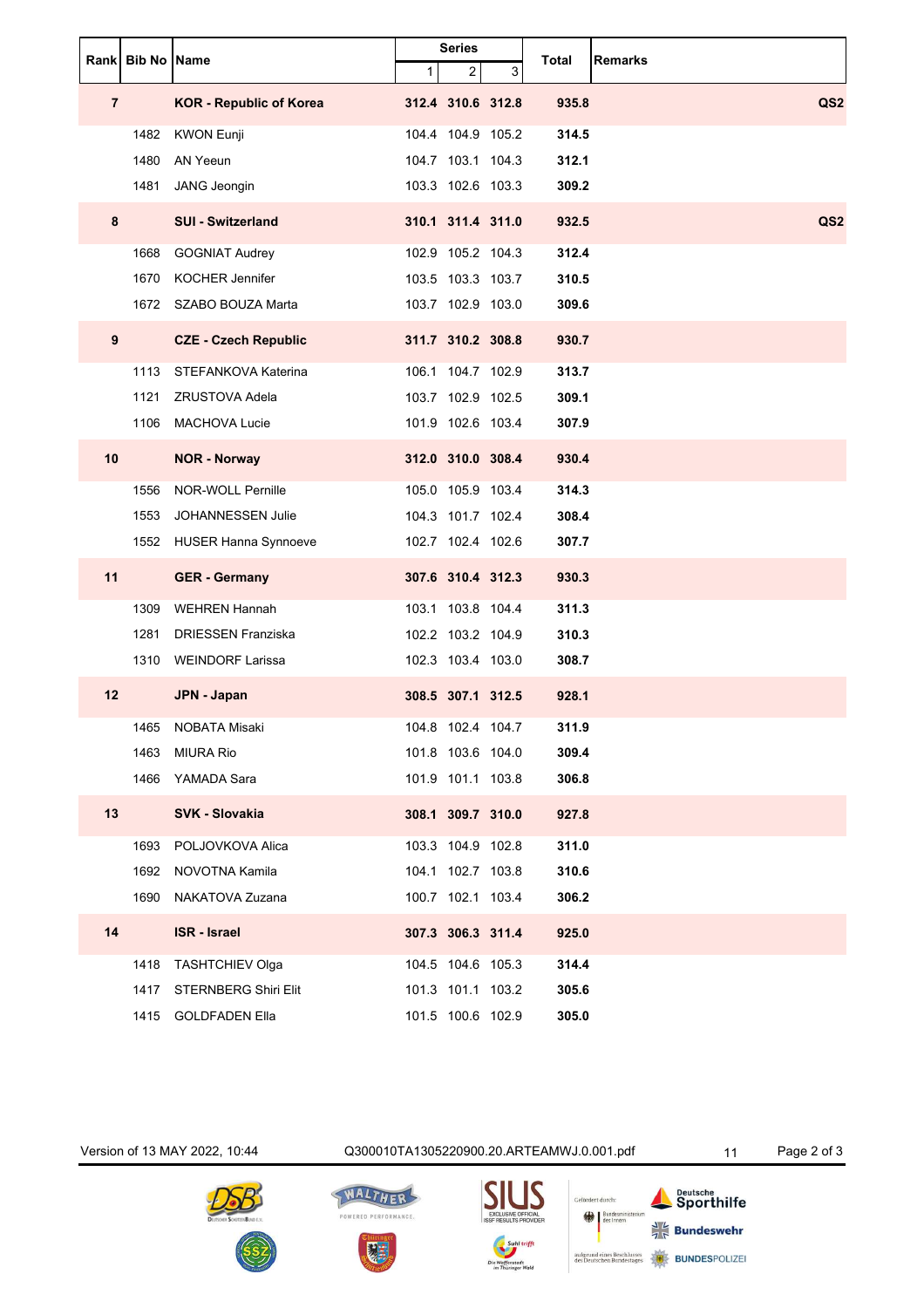| Rank | Bib No | Name | Series 1 | Series 2 | Series 3 | Total | Remarks |
|---|---|---|---|---|---|---|---|
| **7** | | **KOR - Republic of Korea** | **312.4** | **310.6** | **312.8** | **935.8** | **QS2** |
| | 1482 | KWON Eunji | 104.4 | 104.9 | 105.2 | **314.5** | |
| | 1480 | AN Yeeun | 104.7 | 103.1 | 104.3 | **312.1** | |
| | 1481 | JANG Jeongin | 103.3 | 102.6 | 103.3 | **309.2** | |
| **8** | | **SUI - Switzerland** | **310.1** | **311.4** | **311.0** | **932.5** | **QS2** |
| | 1668 | GOGNIAT Audrey | 102.9 | 105.2 | 104.3 | **312.4** | |
| | 1670 | KOCHER Jennifer | 103.5 | 103.3 | 103.7 | **310.5** | |
| | 1672 | SZABO BOUZA Marta | 103.7 | 102.9 | 103.0 | **309.6** | |
| **9** | | **CZE - Czech Republic** | **311.7** | **310.2** | **308.8** | **930.7** | |
| | 1113 | STEFANKOVA Katerina | 106.1 | 104.7 | 102.9 | **313.7** | |
| | 1121 | ZRUSTOVA Adela | 103.7 | 102.9 | 102.5 | **309.1** | |
| | 1106 | MACHOVA Lucie | 101.9 | 102.6 | 103.4 | **307.9** | |
| **10** | | **NOR - Norway** | **312.0** | **310.0** | **308.4** | **930.4** | |
| | 1556 | NOR-WOLL Pernille | 105.0 | 105.9 | 103.4 | **314.3** | |
| | 1553 | JOHANNESSEN Julie | 104.3 | 101.7 | 102.4 | **308.4** | |
| | 1552 | HUSER Hanna Synnoeve | 102.7 | 102.4 | 102.6 | **307.7** | |
| **11** | | **GER - Germany** | **307.6** | **310.4** | **312.3** | **930.3** | |
| | 1309 | WEHREN Hannah | 103.1 | 103.8 | 104.4 | **311.3** | |
| | 1281 | DRIESSEN Franziska | 102.2 | 103.2 | 104.9 | **310.3** | |
| | 1310 | WEINDORF Larissa | 102.3 | 103.4 | 103.0 | **308.7** | |
| **12** | | **JPN - Japan** | **308.5** | **307.1** | **312.5** | **928.1** | |
| | 1465 | NOBATA Misaki | 104.8 | 102.4 | 104.7 | **311.9** | |
| | 1463 | MIURA Rio | 101.8 | 103.6 | 104.0 | **309.4** | |
| | 1466 | YAMADA Sara | 101.9 | 101.1 | 103.8 | **306.8** | |
| **13** | | **SVK - Slovakia** | **308.1** | **309.7** | **310.0** | **927.8** | |
| | 1693 | POLJOVKOVA Alica | 103.3 | 104.9 | 102.8 | **311.0** | |
| | 1692 | NOVOTNA Kamila | 104.1 | 102.7 | 103.8 | **310.6** | |
| | 1690 | NAKATOVA Zuzana | 100.7 | 102.1 | 103.4 | **306.2** | |
| **14** | | **ISR - Israel** | **307.3** | **306.3** | **311.4** | **925.0** | |
| | 1418 | TASHTCHIEV Olga | 104.5 | 104.6 | 105.3 | **314.4** | |
| | 1417 | STERNBERG Shiri Elit | 101.3 | 101.1 | 103.2 | **305.6** | |
| | 1415 | GOLDFADEN Ella | 101.5 | 100.6 | 102.9 | **305.0** | |

Version of 13 MAY 2022, 10:44 Q300010TA1305220900.20.ARTEAMWJ.0.001.pdf 11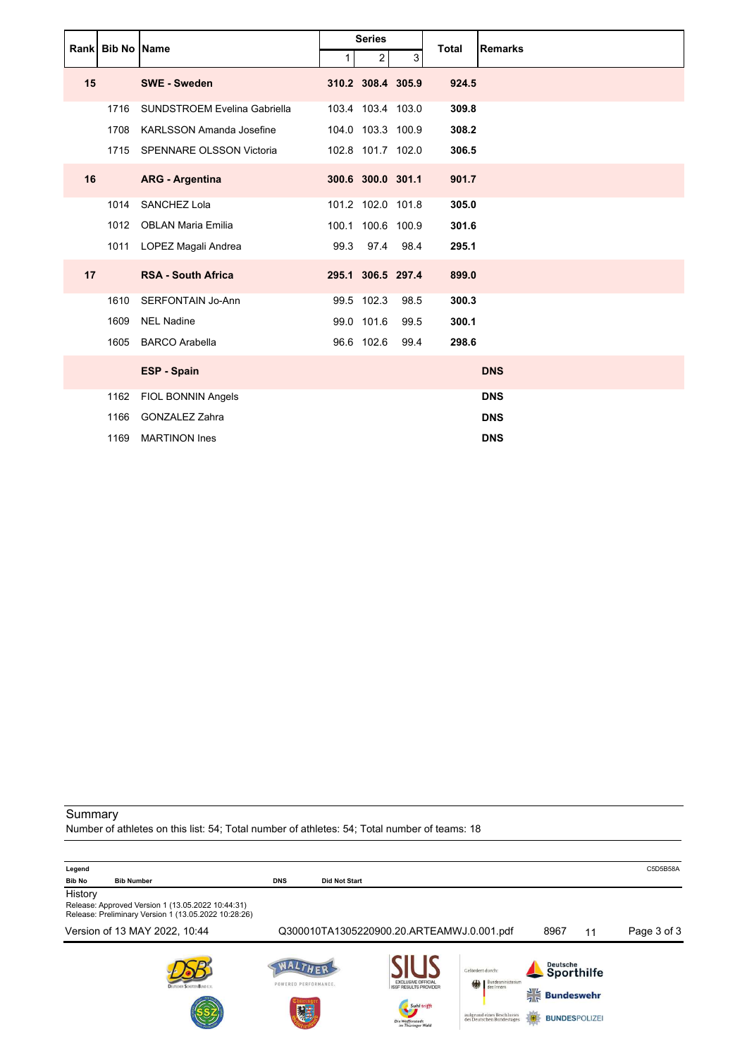| Rank | Bib No | Name | Series | | | Total | Remarks |
|---|---|---|---|---|---|---|---|
| | | | 1 | 2 | 3 | | |
| **15** | | **SWE - Sweden** | **310.2** | **308.4** | **305.9** | **924.5** | |
| | 1716 | SUNDSTROEM Evelina Gabriella | 103.4 | 103.4 | 103.0 | **309.8** | |
| | 1708 | KARLSSON Amanda Josefine | 104.0 | 103.3 | 100.9 | **308.2** | |
| | 1715 | SPENNARE OLSSON Victoria | 102.8 | 101.7 | 102.0 | **306.5** | |
| **16** | | **ARG - Argentina** | **300.6** | **300.0** | **301.1** | **901.7** | |
| | 1014 | SANCHEZ Lola | 101.2 | 102.0 | 101.8 | **305.0** | |
| | 1012 | OBLAN Maria Emilia | 100.1 | 100.6 | 100.9 | **301.6** | |
| | 1011 | LOPEZ Magali Andrea | 99.3 | 97.4 | 98.4 | **295.1** | |
| **17** | | **RSA - South Africa** | **295.1** | **306.5** | **297.4** | **899.0** | |
| | 1610 | SERFONTAIN Jo-Ann | 99.5 | 102.3 | 98.5 | **300.3** | |
| | 1609 | NEL Nadine | 99.0 | 101.6 | 99.5 | **300.1** | |
| | 1605 | BARCO Arabella | 96.6 | 102.6 | 99.4 | **298.6** | |
| | | **ESP - Spain** | | | | | **DNS** |
| | 1162 | FIOL BONNIN Angels | | | | | **DNS** |
| | 1166 | GONZALEZ Zahra | | | | | **DNS** |
| | 1169 | MARTINON Ines | | | | | **DNS** |

Summary

Number of athletes on this list: 54; Total number of athletes: 54; Total number of teams: 18

Legend

**Bib No** Bib Number **DNS** Did Not Start

History

Release: Approved Version 1 (13.05.2022 10:44:31)
Release: Preliminary Version 1 (13.05.2022 10:28:26)

Version of 13 MAY 2022, 10:44 Q300010TA1305220900.20.ARTEAMWJ.0.001.pdf 8967 11